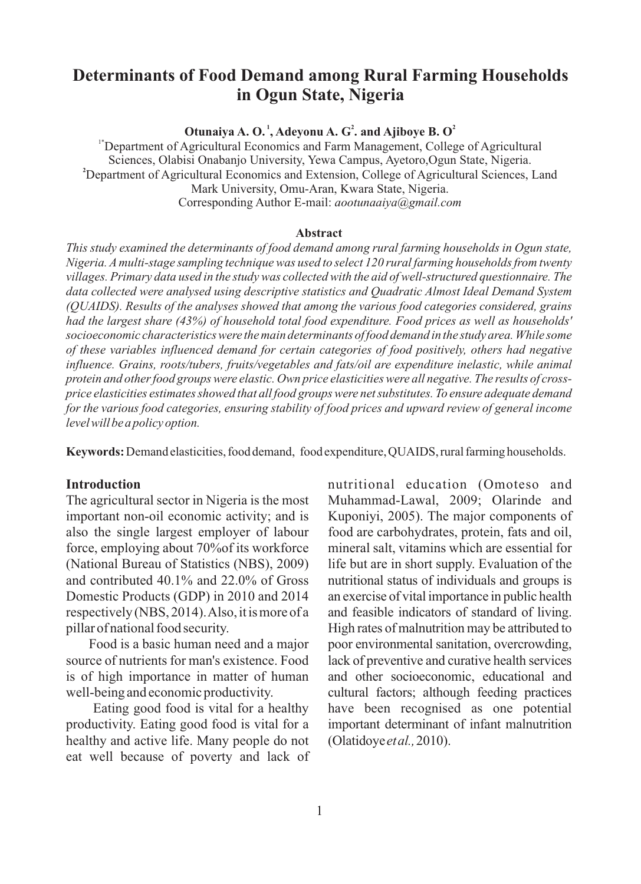# Determinants of Food Demand among Rural Farming Households in Ogun State, Nigeria

**Otunaiya A. O.[1], Adeyonu A. G[2]. and Ajiboye B. O[2]**

[1*]Department of Agricultural Economics and Farm Management, College of Agricultural Sciences, Olabisi Onabanjo University, Yewa Campus, Ayetoro,Ogun State, Nigeria.
[2]Department of Agricultural Economics and Extension, College of Agricultural Sciences, Land Mark University, Omu-Aran, Kwara State, Nigeria.
Corresponding Author E-mail: *aootunaaiya@gmail.com*

## Abstract

*This study examined the determinants of food demand among rural farming households in Ogun state, Nigeria. A multi-stage sampling technique was used to select 120 rural farming households from twenty villages. Primary data used in the study was collected with the aid of well-structured questionnaire. The data collected were analysed using descriptive statistics and Quadratic Almost Ideal Demand System (QUAIDS). Results of the analyses showed that among the various food categories considered, grains had the largest share (43%) of household total food expenditure. Food prices as well as households' socioeconomic characteristics were the main determinants of food demand in the study area. While some of these variables influenced demand for certain categories of food positively, others had negative influence. Grains, roots/tubers, fruits/vegetables and fats/oil are expenditure inelastic, while animal protein and other food groups were elastic. Own price elasticities were all negative. The results of cross-price elasticities estimates showed that all food groups were net substitutes. To ensure adequate demand for the various food categories, ensuring stability of food prices and upward review of general income level will be a policy option.*

**Keywords:** Demand elasticities, food demand, food expenditure, QUAIDS, rural farming households.

## Introduction

The agricultural sector in Nigeria is the most important non-oil economic activity; and is also the single largest employer of labour force, employing about 70%of its workforce (National Bureau of Statistics (NBS), 2009) and contributed 40.1% and 22.0% of Gross Domestic Products (GDP) in 2010 and 2014 respectively (NBS, 2014). Also, it is more of a pillar of national food security.

Food is a basic human need and a major source of nutrients for man's existence. Food is of high importance in matter of human well-being and economic productivity.

Eating good food is vital for a healthy productivity. Eating good food is vital for a healthy and active life. Many people do not eat well because of poverty and lack of nutritional education (Omoteso and Muhammad-Lawal, 2009; Olarinde and Kuponiyi, 2005). The major components of food are carbohydrates, protein, fats and oil, mineral salt, vitamins which are essential for life but are in short supply. Evaluation of the nutritional status of individuals and groups is an exercise of vital importance in public health and feasible indicators of standard of living. High rates of malnutrition may be attributed to poor environmental sanitation, overcrowding, lack of preventive and curative health services and other socioeconomic, educational and cultural factors; although feeding practices have been recognised as one potential important determinant of infant malnutrition (Olatidoye *et al.,* 2010).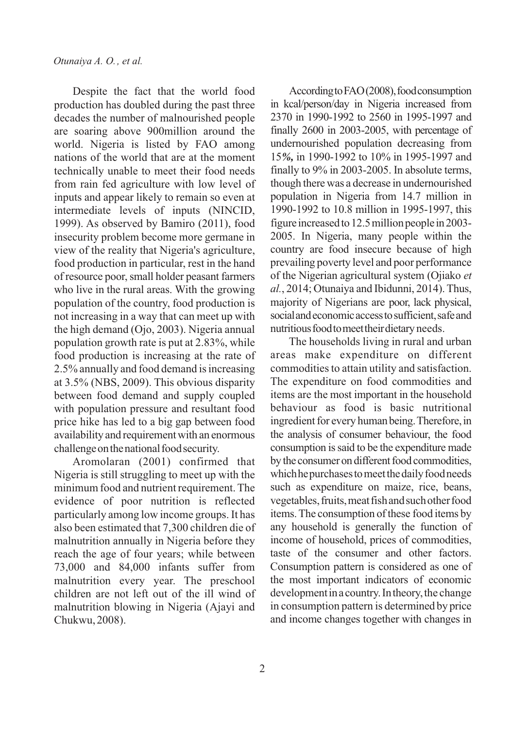Despite the fact that the world food production has doubled during the past three decades the number of malnourished people are soaring above 900million around the world. Nigeria is listed by FAO among nations of the world that are at the moment technically unable to meet their food needs from rain fed agriculture with low level of inputs and appear likely to remain so even at intermediate levels of inputs (NINCID, 1999). As observed by Bamiro (2011), food insecurity problem become more germane in view of the reality that Nigeria's agriculture, food production in particular, rest in the hand of resource poor, small holder peasant farmers who live in the rural areas. With the growing population of the country, food production is not increasing in a way that can meet up with the high demand (Ojo, 2003). Nigeria annual population growth rate is put at 2.83%, while food production is increasing at the rate of 2.5% annually and food demand is increasing at 3.5% (NBS, 2009). This obvious disparity between food demand and supply coupled with population pressure and resultant food price hike has led to a big gap between food availability and requirement with an enormous challenge on the national food security.

Aromolaran (2001) confirmed that Nigeria is still struggling to meet up with the minimum food and nutrient requirement. The evidence of poor nutrition is reflected particularly among low income groups. It has also been estimated that 7,300 children die of malnutrition annually in Nigeria before they reach the age of four years; while between 73,000 and 84,000 infants suffer from malnutrition every year. The preschool children are not left out of the ill wind of malnutrition blowing in Nigeria (Ajayi and Chukwu, 2008).

According to FAO (2008), food consumption in kcal/person/day in Nigeria increased from 2370 in 1990-1992 to 2560 in 1995-1997 and finally 2600 in 2003-2005, with percentage of undernourished population decreasing from 15*%,* in 1990-1992 to 10% in 1995-1997 and finally to 9% in 2003-2005. In absolute terms, though there was a decrease in undernourished population in Nigeria from 14.7 million in 1990-1992 to 10.8 million in 1995-1997, this figure increased to 12.5 million people in 2003-2005. In Nigeria, many people within the country are food insecure because of high prevailing poverty level and poor performance of the Nigerian agricultural system (Ojiako *et al.*, 2014; Otunaiya and Ibidunni, 2014). Thus, majority of Nigerians are poor, lack physical, social and economic access to sufficient, safe and nutritious food to meet their dietary needs.

The households living in rural and urban areas make expenditure on different commodities to attain utility and satisfaction. The expenditure on food commodities and items are the most important in the household behaviour as food is basic nutritional ingredient for every human being. Therefore, in the analysis of consumer behaviour, the food consumption is said to be the expenditure made by the consumer on different food commodities, which he purchases to meet the daily food needs such as expenditure on maize, rice, beans, vegetables, fruits, meat fish and such other food items. The consumption of these food items by any household is generally the function of income of household, prices of commodities, taste of the consumer and other factors. Consumption pattern is considered as one of the most important indicators of economic development in a country. In theory, the change in consumption pattern is determined by price and income changes together with changes in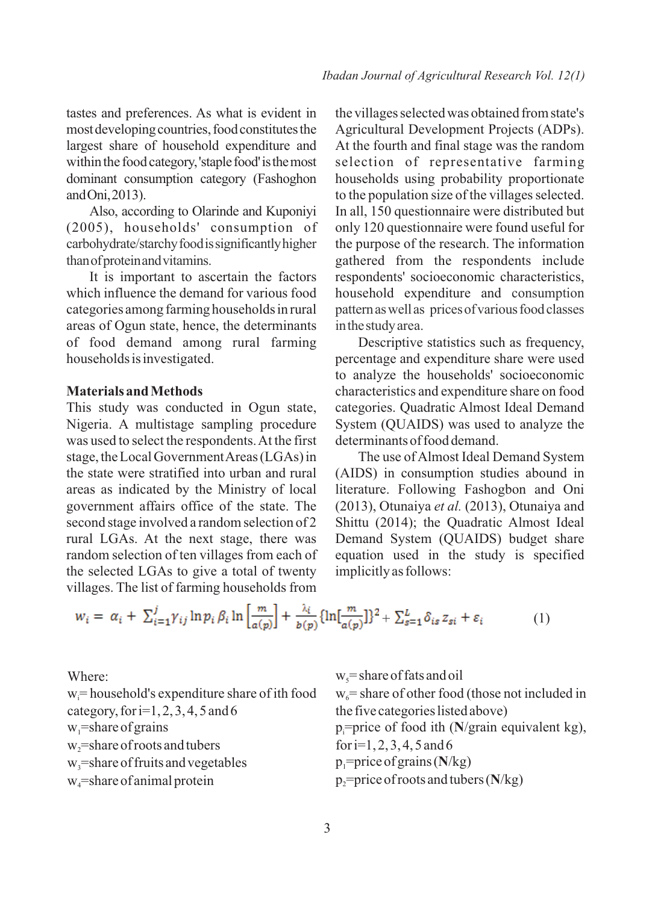tastes and preferences. As what is evident in most developing countries, food constitutes the largest share of household expenditure and within the food category, 'staple food' is the most dominant consumption category (Fashoghon and Oni, 2013).

Also, according to Olarinde and Kuponiyi (2005), households' consumption of carbohydrate/starchy food is significantly higher than of protein and vitamins.

It is important to ascertain the factors which influence the demand for various food categories among farming households in rural areas of Ogun state, hence, the determinants of food demand among rural farming households is investigated.

## Materials and Methods

This study was conducted in Ogun state, Nigeria. A multistage sampling procedure was used to select the respondents. At the first stage, the Local Government Areas (LGAs) in the state were stratified into urban and rural areas as indicated by the Ministry of local government affairs office of the state. The second stage involved a random selection of 2 rural LGAs. At the next stage, there was random selection of ten villages from each of the selected LGAs to give a total of twenty villages. The list of farming households from the villages selected was obtained from state's Agricultural Development Projects (ADPs). At the fourth and final stage was the random selection of representative farming households using probability proportionate to the population size of the villages selected. In all, 150 questionnaire were distributed but only 120 questionnaire were found useful for the purpose of the research. The information gathered from the respondents include respondents' socioeconomic characteristics, household expenditure and consumption pattern as well as prices of various food classes in the study area.

Descriptive statistics such as frequency, percentage and expenditure share were used to analyze the households' socioeconomic characteristics and expenditure share on food categories. Quadratic Almost Ideal Demand System (QUAIDS) was used to analyze the determinants of food demand.

The use of Almost Ideal Demand System (AIDS) in consumption studies abound in literature. Following Fashogbon and Oni (2013), Otunaiya *et al.* (2013), Otunaiya and Shittu (2014); the Quadratic Almost Ideal Demand System (QUAIDS) budget share equation used in the study is specified implicitly as follows:

$$w_i = \alpha_i + \sum_{i=1}^{j} \gamma_{ij} \ln p_i \, \beta_i \ln\left[\frac{m}{a(p)}\right] + \frac{\lambda_i}{b(p)}\{\ln[\frac{m}{a(p)}]\}^2 + \sum_{s=1}^{L} \delta_{is} z_{si} + \varepsilon_i \qquad (1)$$

Where:

$w_i$ = household's expenditure share of ith food category, for i=1, 2, 3, 4, 5 and 6

$w_1$ = share of grains

$w_2$ = share of roots and tubers

$w_3$ = share of fruits and vegetables

$w_4$ = share of animal protein

$w_5$ = share of fats and oil

$w_6$ = share of other food (those not included in the five categories listed above)

$p_i$ = price of food ith (**N**/grain equivalent kg), for i=1, 2, 3, 4, 5 and 6

$p_1$ = price of grains (**N**/kg)

$p_2$ = price of roots and tubers (**N**/kg)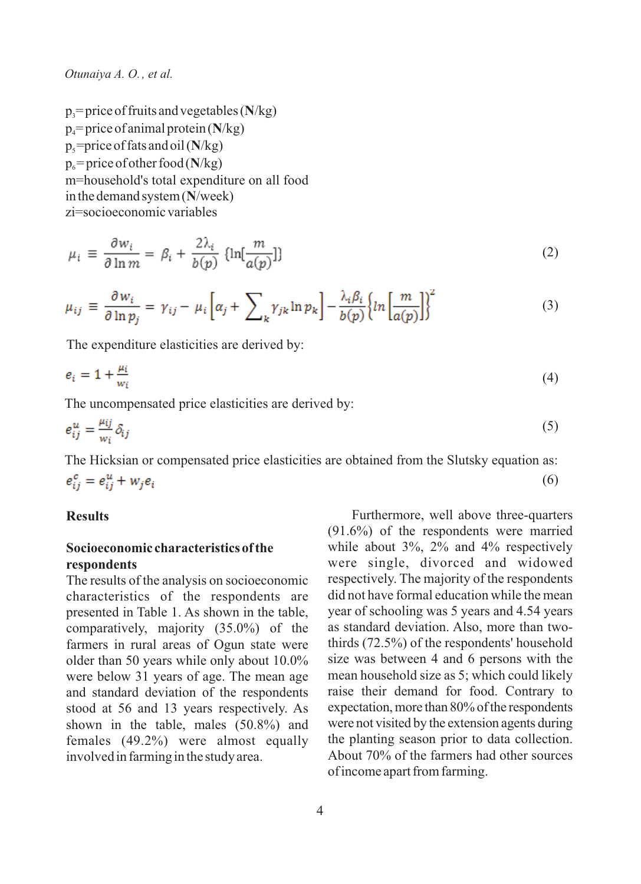$p_3$ = price of fruits and vegetables (N/kg)
$p_4$ = price of animal protein (N/kg)
$p_5$ = price of fats and oil (N/kg)
$p_6$ = price of other food (N/kg)
m = household's total expenditure on all food in the demand system (N/week)
zi = socioeconomic variables

$$\mu_i \equiv \frac{\partial w_i}{\partial \ln m} = \beta_i + \frac{2\lambda_i}{b(p)} \{\ln[\frac{m}{a(p)}]\} \tag{2}$$

$$\mu_{ij} \equiv \frac{\partial w_i}{\partial \ln p_j} = \gamma_{ij} - \mu_i \left[\alpha_j + \sum_k \gamma_{jk} \ln p_k\right] - \frac{\lambda_i \beta_i}{b(p)} \left\{ln\left[\frac{m}{a(p)}\right]\right\}^2 \tag{3}$$

The expenditure elasticities are derived by:

$$e_i = 1 + \frac{\mu_i}{w_i} \tag{4}$$

The uncompensated price elasticities are derived by:

$$e_{ij}^u = \frac{\mu_{ij}}{w_i} \delta_{ij} \tag{5}$$

The Hicksian or compensated price elasticities are obtained from the Slutsky equation as:

$$e_{ij}^c = e_{ij}^u + w_j e_i \tag{6}$$

## Results

### Socioeconomic characteristics of the respondents

The results of the analysis on socioeconomic characteristics of the respondents are presented in Table 1. As shown in the table, comparatively, majority (35.0%) of the farmers in rural areas of Ogun state were older than 50 years while only about 10.0% were below 31 years of age. The mean age and standard deviation of the respondents stood at 56 and 13 years respectively. As shown in the table, males (50.8%) and females (49.2%) were almost equally involved in farming in the study area.

Furthermore, well above three-quarters (91.6%) of the respondents were married while about 3%, 2% and 4% respectively were single, divorced and widowed respectively. The majority of the respondents did not have formal education while the mean year of schooling was 5 years and 4.54 years as standard deviation. Also, more than two-thirds (72.5%) of the respondents' household size was between 4 and 6 persons with the mean household size as 5; which could likely raise their demand for food. Contrary to expectation, more than 80% of the respondents were not visited by the extension agents during the planting season prior to data collection. About 70% of the farmers had other sources of income apart from farming.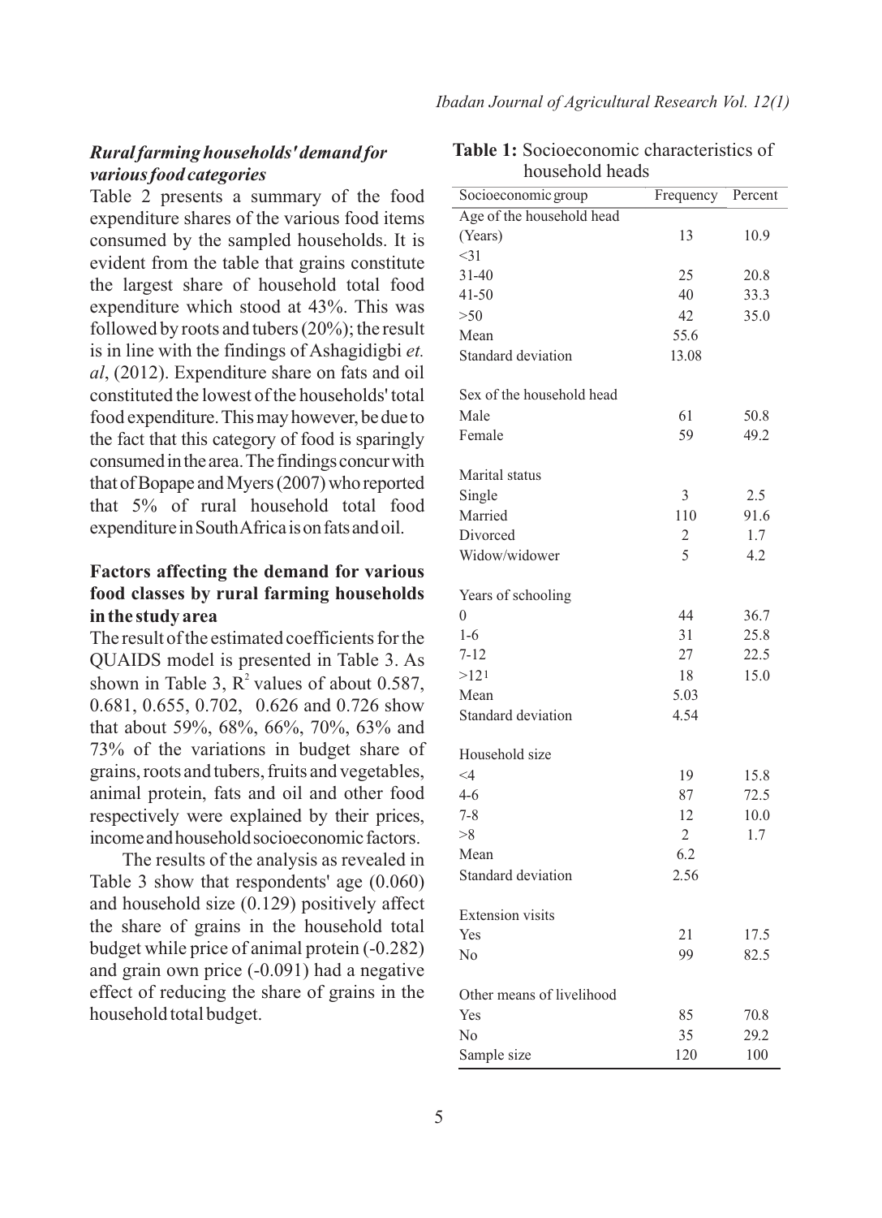### *Rural farming households' demand for various food categories*

Table 2 presents a summary of the food expenditure shares of the various food items consumed by the sampled households. It is evident from the table that grains constitute the largest share of household total food expenditure which stood at 43%. This was followed by roots and tubers (20%); the result is in line with the findings of Ashagidigbi *et. al*, (2012). Expenditure share on fats and oil constituted the lowest of the households' total food expenditure. This may however, be due to the fact that this category of food is sparingly consumed in the area. The findings concur with that of Bopape and Myers (2007) who reported that 5% of rural household total food expenditure in South Africa is on fats and oil.

### Factors affecting the demand for various food classes by rural farming households in the study area

The result of the estimated coefficients for the QUAIDS model is presented in Table 3. As shown in Table 3, $R^2$ values of about 0.587, 0.681, 0.655, 0.702, 0.626 and 0.726 show that about 59%, 68%, 66%, 70%, 63% and 73% of the variations in budget share of grains, roots and tubers, fruits and vegetables, animal protein, fats and oil and other food respectively were explained by their prices, income and household socioeconomic factors.

The results of the analysis as revealed in Table 3 show that respondents' age (0.060) and household size (0.129) positively affect the share of grains in the household total budget while price of animal protein (-0.282) and grain own price (-0.091) had a negative effect of reducing the share of grains in the household total budget.

**Table 1:** Socioeconomic characteristics of household heads

| Socioeconomic group | Frequency | Percent |
|---|---|---|
| Age of the household head (Years) | | |
| <31 | 13 | 10.9 |
| 31-40 | 25 | 20.8 |
| 41-50 | 40 | 33.3 |
| >50 | 42 | 35.0 |
| Mean | 55.6 | |
| Standard deviation | 13.08 | |
| Sex of the household head | | |
| Male | 61 | 50.8 |
| Female | 59 | 49.2 |
| Marital status | | |
| Single | 3 | 2.5 |
| Married | 110 | 91.6 |
| Divorced | 2 | 1.7 |
| Widow/widower | 5 | 4.2 |
| Years of schooling | | |
| 0 | 44 | 36.7 |
| 1-6 | 31 | 25.8 |
| 7-12 | 27 | 22.5 |
| >12 | 18 | 15.0 |
| Mean | 5.03 | |
| Standard deviation | 4.54 | |
| Household size | | |
| <4 | 19 | 15.8 |
| 4-6 | 87 | 72.5 |
| 7-8 | 12 | 10.0 |
| >8 | 2 | 1.7 |
| Mean | 6.2 | |
| Standard deviation | 2.56 | |
| Extension visits | | |
| Yes | 21 | 17.5 |
| No | 99 | 82.5 |
| Other means of livelihood | | |
| Yes | 85 | 70.8 |
| No | 35 | 29.2 |
| Sample size | 120 | 100 |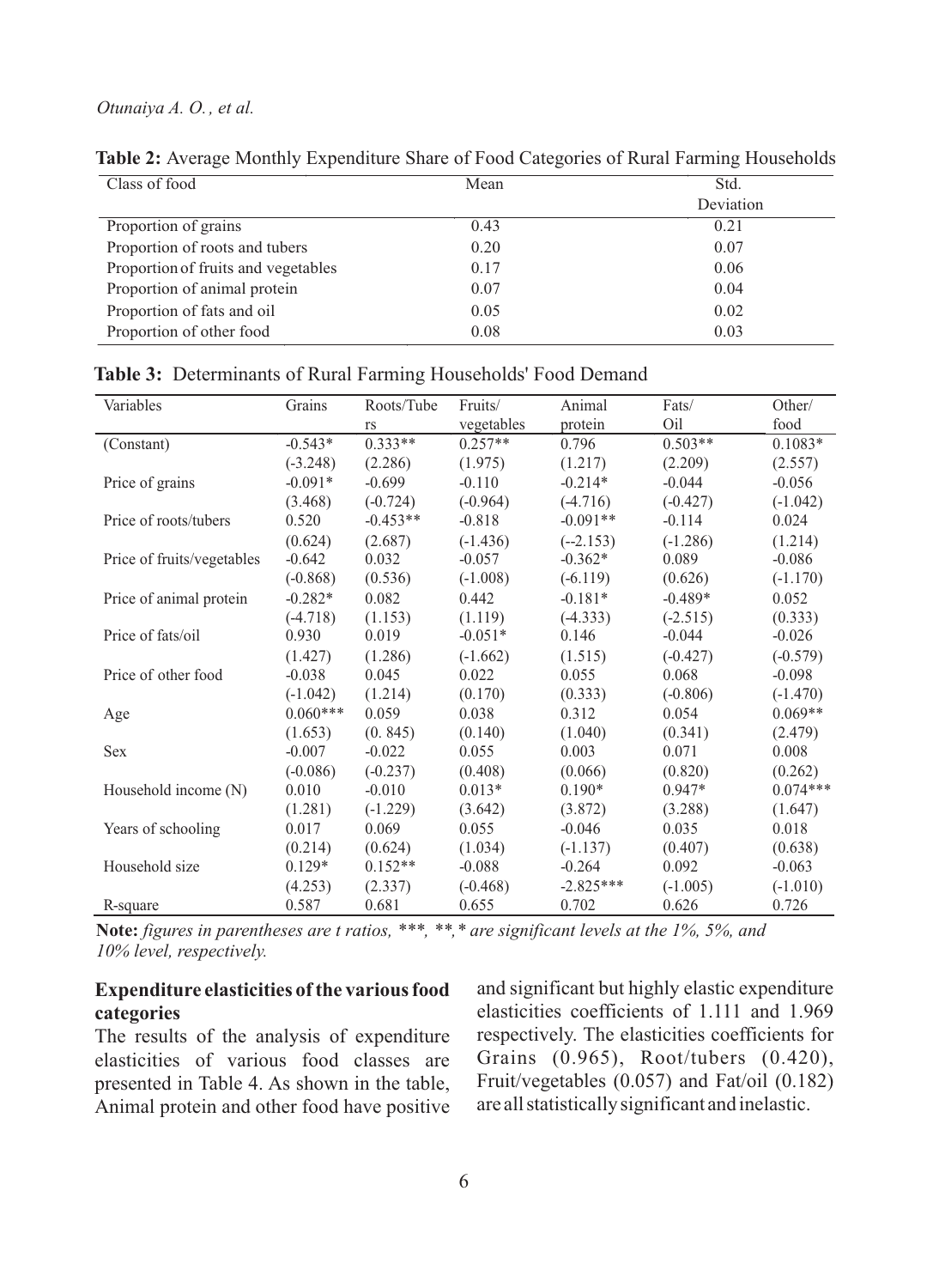**Table 2:** Average Monthly Expenditure Share of Food Categories of Rural Farming Households

| Class of food | Mean | Std. Deviation |
|---|---|---|
| Proportion of grains | 0.43 | 0.21 |
| Proportion of roots and tubers | 0.20 | 0.07 |
| Proportion of fruits and vegetables | 0.17 | 0.06 |
| Proportion of animal protein | 0.07 | 0.04 |
| Proportion of fats and oil | 0.05 | 0.02 |
| Proportion of other food | 0.08 | 0.03 |

**Table 3:** Determinants of Rural Farming Households' Food Demand

| Variables | Grains | Roots/Tubers | Fruits/ vegetables | Animal protein | Fats/ Oil | Other/ food |
|---|---|---|---|---|---|---|
| (Constant) | -0.543* | 0.333** | 0.257** | 0.796 | 0.503** | 0.1083* |
| | (-3.248) | (2.286) | (1.975) | (1.217) | (2.209) | (2.557) |
| Price of grains | -0.091* | -0.699 | -0.110 | -0.214* | -0.044 | -0.056 |
| | (3.468) | (-0.724) | (-0.964) | (-4.716) | (-0.427) | (-1.042) |
| Price of roots/tubers | 0.520 | -0.453** | -0.818 | -0.091** | -0.114 | 0.024 |
| | (0.624) | (2.687) | (-1.436) | (--2.153) | (-1.286) | (1.214) |
| Price of fruits/vegetables | -0.642 | 0.032 | -0.057 | -0.362* | 0.089 | -0.086 |
| | (-0.868) | (0.536) | (-1.008) | (-6.119) | (0.626) | (-1.170) |
| Price of animal protein | -0.282* | 0.082 | 0.442 | -0.181* | -0.489* | 0.052 |
| | (-4.718) | (1.153) | (1.119) | (-4.333) | (-2.515) | (0.333) |
| Price of fats/oil | 0.930 | 0.019 | -0.051* | 0.146 | -0.044 | -0.026 |
| | (1.427) | (1.286) | (-1.662) | (1.515) | (-0.427) | (-0.579) |
| Price of other food | -0.038 | 0.045 | 0.022 | 0.055 | 0.068 | -0.098 |
| | (-1.042) | (1.214) | (0.170) | (0.333) | (-0.806) | (-1.470) |
| Age | 0.060*** | 0.059 | 0.038 | 0.312 | 0.054 | 0.069** |
| | (1.653) | (0. 845) | (0.140) | (1.040) | (0.341) | (2.479) |
| Sex | -0.007 | -0.022 | 0.055 | 0.003 | 0.071 | 0.008 |
| | (-0.086) | (-0.237) | (0.408) | (0.066) | (0.820) | (0.262) |
| Household income (N) | 0.010 | -0.010 | 0.013* | 0.190* | 0.947* | 0.074*** |
| | (1.281) | (-1.229) | (3.642) | (3.872) | (3.288) | (1.647) |
| Years of schooling | 0.017 | 0.069 | 0.055 | -0.046 | 0.035 | 0.018 |
| | (0.214) | (0.624) | (1.034) | (-1.137) | (0.407) | (0.638) |
| Household size | 0.129* | 0.152** | -0.088 | -0.264 | 0.092 | -0.063 |
| | (4.253) | (2.337) | (-0.468) | -2.825*** | (-1.005) | (-1.010) |
| R-square | 0.587 | 0.681 | 0.655 | 0.702 | 0.626 | 0.726 |

**Note:** *figures in parentheses are t ratios, ***, **,* are significant levels at the 1%, 5%, and 10% level, respectively.*

**Expenditure elasticities of the various food categories**

The results of the analysis of expenditure elasticities of various food classes are presented in Table 4. As shown in the table, Animal protein and other food have positive and significant but highly elastic expenditure elasticities coefficients of 1.111 and 1.969 respectively. The elasticities coefficients for Grains (0.965), Root/tubers (0.420), Fruit/vegetables (0.057) and Fat/oil (0.182) are all statistically significant and inelastic.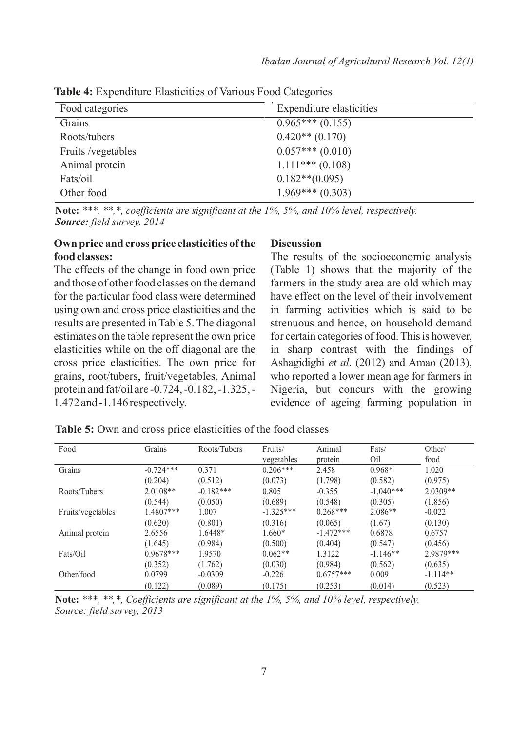**Table 4:** Expenditure Elasticities of Various Food Categories

| Food categories | Expenditure elasticities |
|---|---|
| Grains | 0.965*** (0.155) |
| Roots/tubers | 0.420** (0.170) |
| Fruits /vegetables | 0.057*** (0.010) |
| Animal protein | 1.111*** (0.108) |
| Fats/oil | 0.182**(0.095) |
| Other food | 1.969*** (0.303) |

**Note:** *\*\*\*, \*\*,\*, coefficients are significant at the 1%, 5%, and 10% level, respectively.*
***Source:** field survey, 2014*

### Own price and cross price elasticities of the food classes:

The effects of the change in food own price and those of other food classes on the demand for the particular food class were determined using own and cross price elasticities and the results are presented in Table 5. The diagonal estimates on the table represent the own price elasticities while on the off diagonal are the cross price elasticities. The own price for grains, root/tubers, fruit/vegetables, Animal protein and fat/oil are -0.724, -0.182, -1.325, -1.472 and -1.146 respectively.

### Discussion

The results of the socioeconomic analysis (Table 1) shows that the majority of the farmers in the study area are old which may have effect on the level of their involvement in farming activities which is said to be strenuous and hence, on household demand for certain categories of food. This is however, in sharp contrast with the findings of Ashagidigbi *et al*. (2012) and Amao (2013), who reported a lower mean age for farmers in Nigeria, but concurs with the growing evidence of ageing farming population in

**Table 5:** Own and cross price elasticities of the food classes

| Food | Grains | Roots/Tubers | Fruits/ vegetables | Animal protein | Fats/ Oil | Other/ food |
|---|---|---|---|---|---|---|
| Grains | -0.724*** | 0.371 | 0.206*** | 2.458 | 0.968* | 1.020 |
| | (0.204) | (0.512) | (0.073) | (1.798) | (0.582) | (0.975) |
| Roots/Tubers | 2.0108** | -0.182*** | 0.805 | -0.355 | -1.040*** | 2.0309** |
| | (0.544) | (0.050) | (0.689) | (0.548) | (0.305) | (1.856) |
| Fruits/vegetables | 1.4807*** | 1.007 | -1.325*** | 0.268*** | 2.086** | -0.022 |
| | (0.620) | (0.801) | (0.316) | (0.065) | (1.67) | (0.130) |
| Animal protein | 2.6556 | 1.6448* | 1.660* | -1.472*** | 0.6878 | 0.6757 |
| | (1.645) | (0.984) | (0.500) | (0.404) | (0.547) | (0.456) |
| Fats/Oil | 0.9678*** | 1.9570 | 0.062** | 1.3122 | -1.146** | 2.9879*** |
| | (0.352) | (1.762) | (0.030) | (0.984) | (0.562) | (0.635) |
| Other/food | 0.0799 | -0.0309 | -0.226 | 0.6757*** | 0.009 | -1.114** |
| | (0.122) | (0.089) | (0.175) | (0.253) | (0.014) | (0.523) |

**Note:** *\*\*\*, \*\*,\*, Coefficients are significant at the 1%, 5%, and 10% level, respectively.*
*Source: field survey, 2013*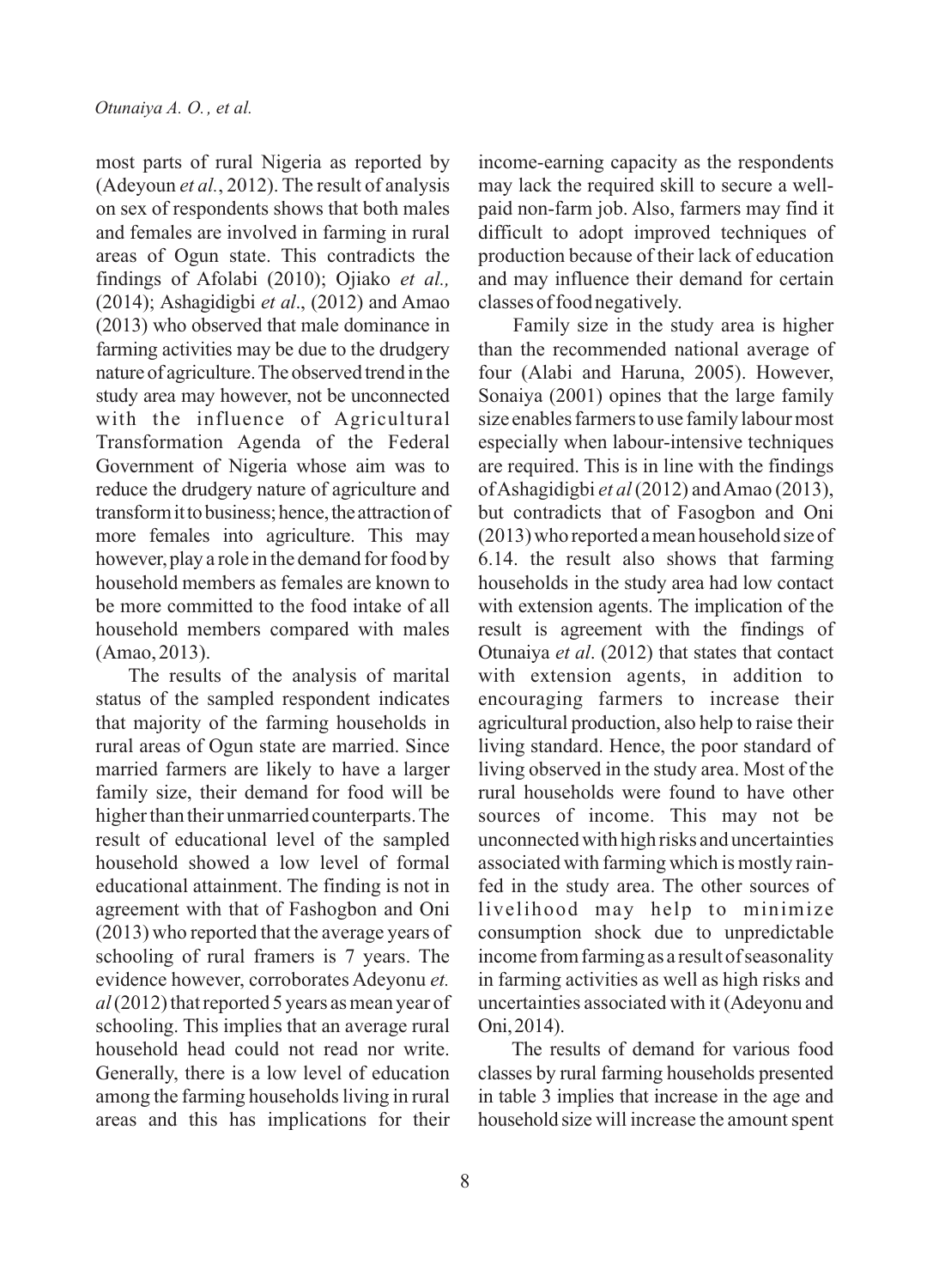most parts of rural Nigeria as reported by (Adeyoun *et al.*, 2012). The result of analysis on sex of respondents shows that both males and females are involved in farming in rural areas of Ogun state. This contradicts the findings of Afolabi (2010); Ojiako *et al.,* (2014); Ashagidigbi *et al*., (2012) and Amao (2013) who observed that male dominance in farming activities may be due to the drudgery nature of agriculture. The observed trend in the study area may however, not be unconnected with the influence of Agricultural Transformation Agenda of the Federal Government of Nigeria whose aim was to reduce the drudgery nature of agriculture and transform it to business; hence, the attraction of more females into agriculture. This may however, play a role in the demand for food by household members as females are known to be more committed to the food intake of all household members compared with males (Amao, 2013).

The results of the analysis of marital status of the sampled respondent indicates that majority of the farming households in rural areas of Ogun state are married. Since married farmers are likely to have a larger family size, their demand for food will be higher than their unmarried counterparts. The result of educational level of the sampled household showed a low level of formal educational attainment. The finding is not in agreement with that of Fashogbon and Oni (2013) who reported that the average years of schooling of rural framers is 7 years. The evidence however, corroborates Adeyonu *et. al* (2012) that reported 5 years as mean year of schooling. This implies that an average rural household head could not read nor write. Generally, there is a low level of education among the farming households living in rural areas and this has implications for their income-earning capacity as the respondents may lack the required skill to secure a well-paid non-farm job. Also, farmers may find it difficult to adopt improved techniques of production because of their lack of education and may influence their demand for certain classes of food negatively.

Family size in the study area is higher than the recommended national average of four (Alabi and Haruna, 2005). However, Sonaiya (2001) opines that the large family size enables farmers to use family labour most especially when labour-intensive techniques are required. This is in line with the findings of Ashagidigbi *et al* (2012) and Amao (2013), but contradicts that of Fasogbon and Oni (2013) who reported a mean household size of 6.14. the result also shows that farming households in the study area had low contact with extension agents. The implication of the result is agreement with the findings of Otunaiya *et al*. (2012) that states that contact with extension agents, in addition to encouraging farmers to increase their agricultural production, also help to raise their living standard. Hence, the poor standard of living observed in the study area. Most of the rural households were found to have other sources of income. This may not be unconnected with high risks and uncertainties associated with farming which is mostly rain-fed in the study area. The other sources of livelihood may help to minimize consumption shock due to unpredictable income from farming as a result of seasonality in farming activities as well as high risks and uncertainties associated with it (Adeyonu and Oni, 2014).

The results of demand for various food classes by rural farming households presented in table 3 implies that increase in the age and household size will increase the amount spent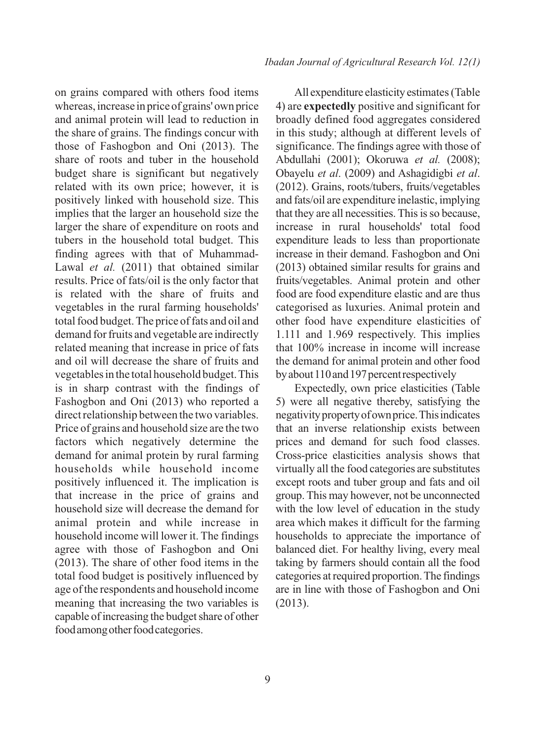on grains compared with others food items whereas, increase in price of grains' own price and animal protein will lead to reduction in the share of grains. The findings concur with those of Fashogbon and Oni (2013). The share of roots and tuber in the household budget share is significant but negatively related with its own price; however, it is positively linked with household size. This implies that the larger an household size the larger the share of expenditure on roots and tubers in the household total budget. This finding agrees with that of Muhammad-Lawal *et al.* (2011) that obtained similar results. Price of fats/oil is the only factor that is related with the share of fruits and vegetables in the rural farming households' total food budget. The price of fats and oil and demand for fruits and vegetable are indirectly related meaning that increase in price of fats and oil will decrease the share of fruits and vegetables in the total household budget. This is in sharp contrast with the findings of Fashogbon and Oni (2013) who reported a direct relationship between the two variables. Price of grains and household size are the two factors which negatively determine the demand for animal protein by rural farming households while household income positively influenced it. The implication is that increase in the price of grains and household size will decrease the demand for animal protein and while increase in household income will lower it. The findings agree with those of Fashogbon and Oni (2013). The share of other food items in the total food budget is positively influenced by age of the respondents and household income meaning that increasing the two variables is capable of increasing the budget share of other food among other food categories.

All expenditure elasticity estimates (Table 4) are **expectedly** positive and significant for broadly defined food aggregates considered in this study; although at different levels of significance. The findings agree with those of Abdullahi (2001); Okoruwa *et al.* (2008); Obayelu *et al*. (2009) and Ashagidigbi *et al*. (2012). Grains, roots/tubers, fruits/vegetables and fats/oil are expenditure inelastic, implying that they are all necessities. This is so because, increase in rural households' total food expenditure leads to less than proportionate increase in their demand. Fashogbon and Oni (2013) obtained similar results for grains and fruits/vegetables. Animal protein and other food are food expenditure elastic and are thus categorised as luxuries. Animal protein and other food have expenditure elasticities of 1.111 and 1.969 respectively. This implies that 100% increase in income will increase the demand for animal protein and other food by about 110 and 197 percent respectively

Expectedly, own price elasticities (Table 5) were all negative thereby, satisfying the negativity property of own price. This indicates that an inverse relationship exists between prices and demand for such food classes. Cross-price elasticities analysis shows that virtually all the food categories are substitutes except roots and tuber group and fats and oil group. This may however, not be unconnected with the low level of education in the study area which makes it difficult for the farming households to appreciate the importance of balanced diet. For healthy living, every meal taking by farmers should contain all the food categories at required proportion. The findings are in line with those of Fashogbon and Oni (2013).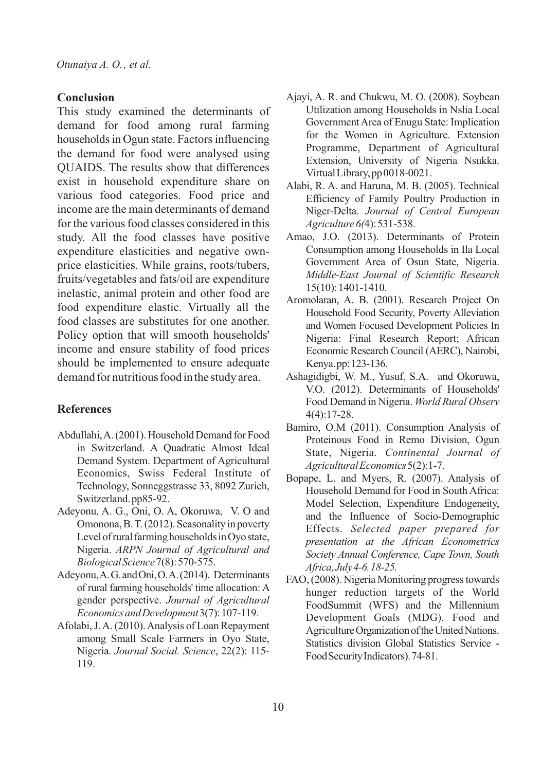## Conclusion

This study examined the determinants of demand for food among rural farming households in Ogun state. Factors influencing the demand for food were analysed using QUAIDS. The results show that differences exist in household expenditure share on various food categories. Food price and income are the main determinants of demand for the various food classes considered in this study. All the food classes have positive expenditure elasticities and negative own-price elasticities. While grains, roots/tubers, fruits/vegetables and fats/oil are expenditure inelastic, animal protein and other food are food expenditure elastic. Virtually all the food classes are substitutes for one another. Policy option that will smooth households' income and ensure stability of food prices should be implemented to ensure adequate demand for nutritious food in the study area.

## References

Abdullahi, A. (2001). Household Demand for Food in Switzerland. A Quadratic Almost Ideal Demand System. Department of Agricultural Economics, Swiss Federal Institute of Technology, Sonneggstrasse 33, 8092 Zurich, Switzerland. pp85-92.

Adeyonu, A. G., Oni, O. A, Okoruwa, V. O and Omonona, B. T. (2012). Seasonality in poverty Level of rural farming households in Oyo state, Nigeria. *ARPN Journal of Agricultural and Biological Science* 7(8): 570-575.

Adeyonu, A. G. and Oni, O. A. (2014). Determinants of rural farming households' time allocation: A gender perspective. *Journal of Agricultural Economics and Development* 3(7): 107-119.

Afolabi, J. A. (2010). Analysis of Loan Repayment among Small Scale Farmers in Oyo State, Nigeria. *Journal Social. Science*, 22(2): 115-119.

Ajayi, A. R. and Chukwu, M. O. (2008). Soybean Utilization among Households in Nslia Local Government Area of Enugu State: Implication for the Women in Agriculture. Extension Programme, Department of Agricultural Extension, University of Nigeria Nsukka. Virtual Library, pp 0018-0021.

Alabi, R. A. and Haruna, M. B. (2005). Technical Efficiency of Family Poultry Production in Niger-Delta. *Journal of Central European Agriculture 6(*4): 531-538.

Amao, J.O. (2013). Determinants of Protein Consumption among Households in Ila Local Government Area of Osun State, Nigeria. *Middle-East Journal of Scientific Research* 15(10): 1401-1410.

Aromolaran, A. B. (2001). Research Project On Household Food Security, Poverty Alleviation and Women Focused Development Policies In Nigeria: Final Research Report; African Economic Research Council (AERC), Nairobi, Kenya. pp: 123-136.

Ashagidigbi, W. M., Yusuf, S.A. and Okoruwa, V.O. (2012). Determinants of Households' Food Demand in Nigeria. *World Rural Observ* 4(4):17-28.

Bamiro, O.M (2011). Consumption Analysis of Proteinous Food in Remo Division, Ogun State, Nigeria. *Continental Journal of Agricultural Economics* 5(2):1-7.

Bopape, L. and Myers, R. (2007). Analysis of Household Demand for Food in South Africa: Model Selection, Expenditure Endogeneity, and the Influence of Socio-Demographic Effects. *Selected paper prepared for presentation at the African Econometrics Society Annual Conference, Cape Town, South Africa, July 4-6. 18-25.*

FAO, (2008). Nigeria Monitoring progress towards hunger reduction targets of the World FoodSummit (WFS) and the Millennium Development Goals (MDG). Food and Agriculture Organization of the United Nations. Statistics division Global Statistics Service - Food Security Indicators). 74-81.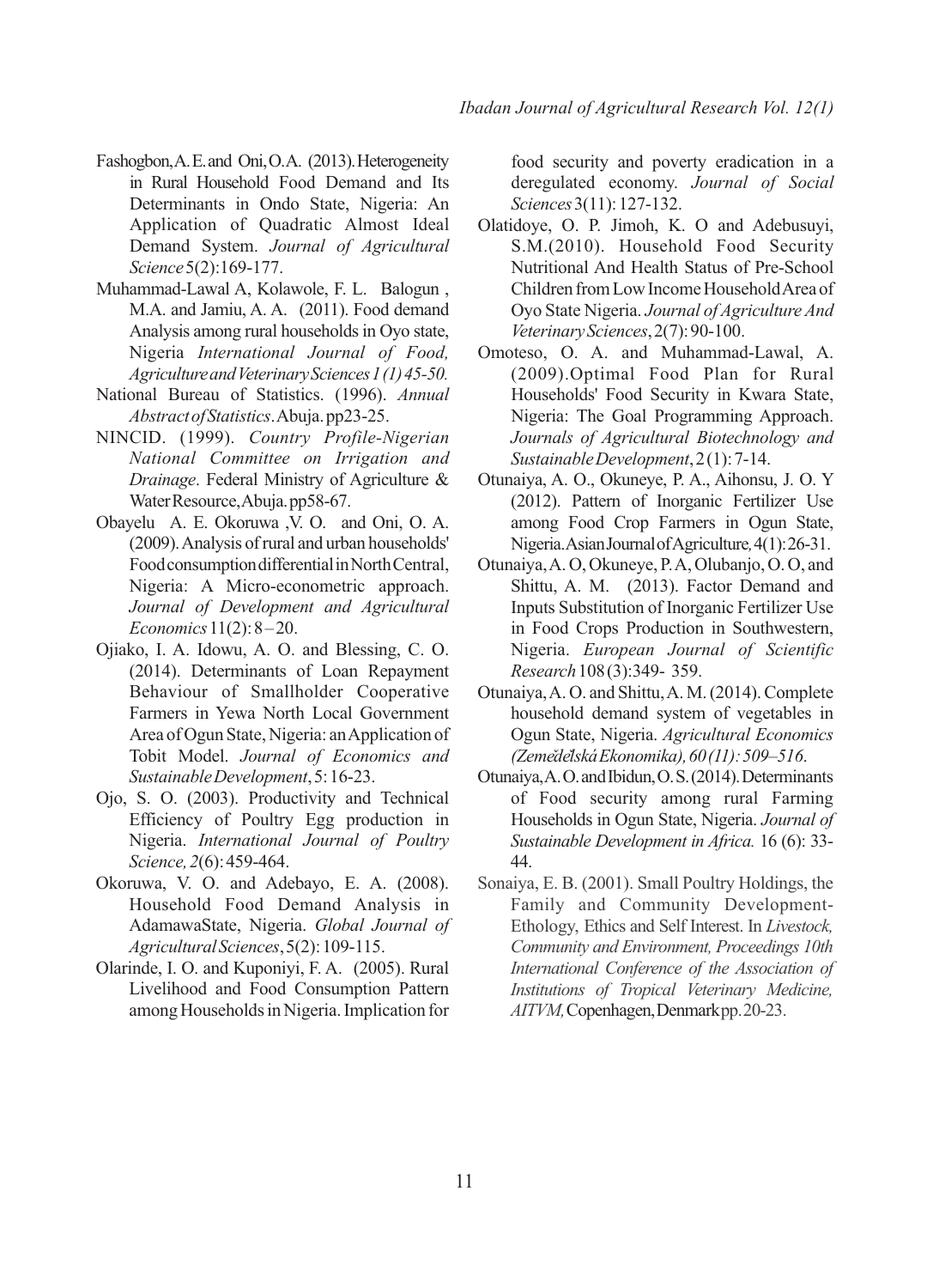Fashogbon, A. E. and Oni, O. A. (2013). Heterogeneity in Rural Household Food Demand and Its Determinants in Ondo State, Nigeria: An Application of Quadratic Almost Ideal Demand System. *Journal of Agricultural Science* 5(2):169-177.

Muhammad-Lawal A, Kolawole, F. L. Balogun , M.A. and Jamiu, A. A. (2011). Food demand Analysis among rural households in Oyo state, Nigeria *International Journal of Food, Agriculture and Veterinary Sciences 1 (1) 45-50.*

National Bureau of Statistics. (1996). *Annual Abstract of Statistics*. Abuja. pp23-25.

NINCID. (1999). *Country Profile-Nigerian National Committee on Irrigation and Drainage*. Federal Ministry of Agriculture & Water Resource, Abuja. pp58-67.

Obayelu A. E. Okoruwa ,V. O. and Oni, O. A. (2009). Analysis of rural and urban households' Food consumption differential in North Central, Nigeria: A Micro-econometric approach. *Journal of Development and Agricultural Economics* 11(2): 8 – 20.

Ojiako, I. A. Idowu, A. O. and Blessing, C. O. (2014). Determinants of Loan Repayment Behaviour of Smallholder Cooperative Farmers in Yewa North Local Government Area of Ogun State, Nigeria: an Application of Tobit Model. *Journal of Economics and Sustainable Development*, 5: 16-23.

Ojo, S. O. (2003). Productivity and Technical Efficiency of Poultry Egg production in Nigeria. *International Journal of Poultry Science, 2*(6): 459-464.

Okoruwa, V. O. and Adebayo, E. A. (2008). Household Food Demand Analysis in AdamawaState, Nigeria. *Global Journal of Agricultural Sciences*, 5(2): 109-115.

Olarinde, I. O. and Kuponiyi, F. A. (2005). Rural Livelihood and Food Consumption Pattern among Households in Nigeria. Implication for food security and poverty eradication in a deregulated economy. *Journal of Social Sciences* 3(11): 127-132.

Olatidoye, O. P. Jimoh, K. O and Adebusuyi, S.M.(2010). Household Food Security Nutritional And Health Status of Pre-School Children from Low Income Household Area of Oyo State Nigeria. *Journal of Agriculture And Veterinary Sciences*, 2(7): 90-100.

Omoteso, O. A. and Muhammad-Lawal, A. (2009).Optimal Food Plan for Rural Households' Food Security in Kwara State, Nigeria: The Goal Programming Approach. *Journals of Agricultural Biotechnology and Sustainable Development*, 2 (1): 7-14.

Otunaiya, A. O., Okuneye, P. A., Aihonsu, J. O. Y (2012). Pattern of Inorganic Fertilizer Use among Food Crop Farmers in Ogun State, Nigeria. Asian Journal of Agriculture*,* 4(1): 26-31.

Otunaiya, A. O, Okuneye, P. A, Olubanjo, O. O, and Shittu, A. M. (2013). Factor Demand and Inputs Substitution of Inorganic Fertilizer Use in Food Crops Production in Southwestern, Nigeria. *European Journal of Scientific Research* 108 (3):349- 359.

Otunaiya, A. O. and Shittu, A. M. (2014). Complete household demand system of vegetables in Ogun State, Nigeria. *Agricultural Economics (Zemědělská Ekonomika), 60 (11): 509–516*.

Otunaiya, A. O. and Ibidun, O. S. (2014). Determinants of Food security among rural Farming Households in Ogun State, Nigeria. *Journal of Sustainable Development in Africa.* 16 (6): 33-44.

Sonaiya, E. B. (2001). Small Poultry Holdings, the Family and Community Development-Ethology, Ethics and Self Interest. In *Livestock, Community and Environment, Proceedings 10th International Conference of the Association of Institutions of Tropical Veterinary Medicine, AITVM,* Copenhagen, Denmark pp. 20-23.